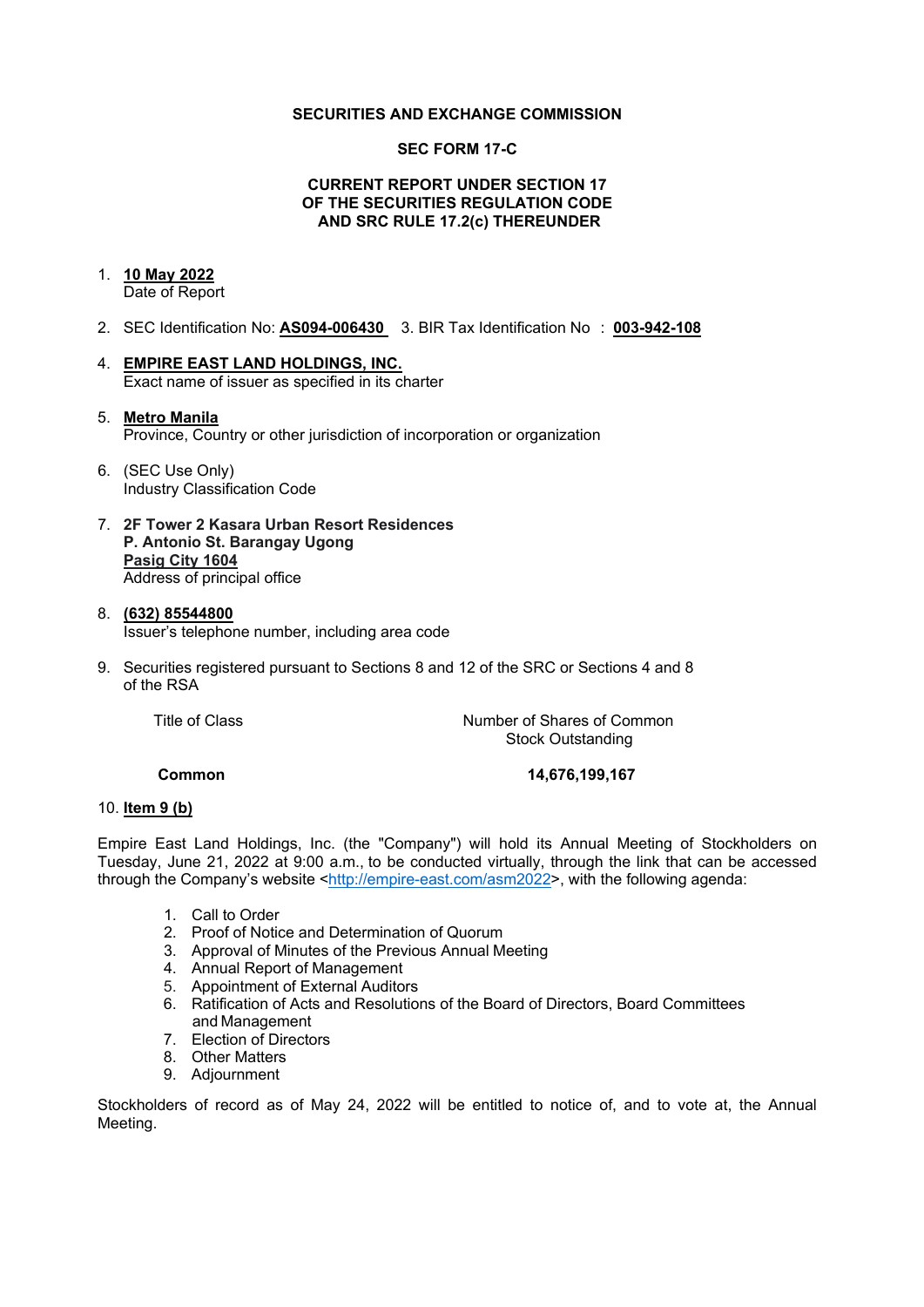**SECURITIES AND EXCHANGE COMMISSION**

**SEC FORM 17-C**

**CURRENT REPORT UNDER SECTION 17
OF THE SECURITIES REGULATION CODE
AND SRC RULE 17.2(c) THEREUNDER**

1. **10 May 2022**
   Date of Report

2. SEC Identification No: **AS094-006430** 3. BIR Tax Identification No : **003-942-108**

4. **EMPIRE EAST LAND HOLDINGS, INC.**
   Exact name of issuer as specified in its charter

5. **Metro Manila**
   Province, Country or other jurisdiction of incorporation or organization

6. (SEC Use Only)
   Industry Classification Code

7. **2F Tower 2 Kasara Urban Resort Residences**
   **P. Antonio St. Barangay Ugong**
   **Pasig City 1604**
   Address of principal office

8. **(632) 85544800**
   Issuer's telephone number, including area code

9. Securities registered pursuant to Sections 8 and 12 of the SRC or Sections 4 and 8 of the RSA

| Title of Class | Number of Shares of Common Stock Outstanding |
|---|---|
| **Common** | **14,676,199,167** |

10. **Item 9 (b)**

Empire East Land Holdings, Inc. (the "Company") will hold its Annual Meeting of Stockholders on Tuesday, June 21, 2022 at 9:00 a.m., to be conducted virtually, through the link that can be accessed through the Company's website <http://empire-east.com/asm2022>, with the following agenda:

1. Call to Order
2. Proof of Notice and Determination of Quorum
3. Approval of Minutes of the Previous Annual Meeting
4. Annual Report of Management
5. Appointment of External Auditors
6. Ratification of Acts and Resolutions of the Board of Directors, Board Committees and Management
7. Election of Directors
8. Other Matters
9. Adjournment

Stockholders of record as of May 24, 2022 will be entitled to notice of, and to vote at, the Annual Meeting.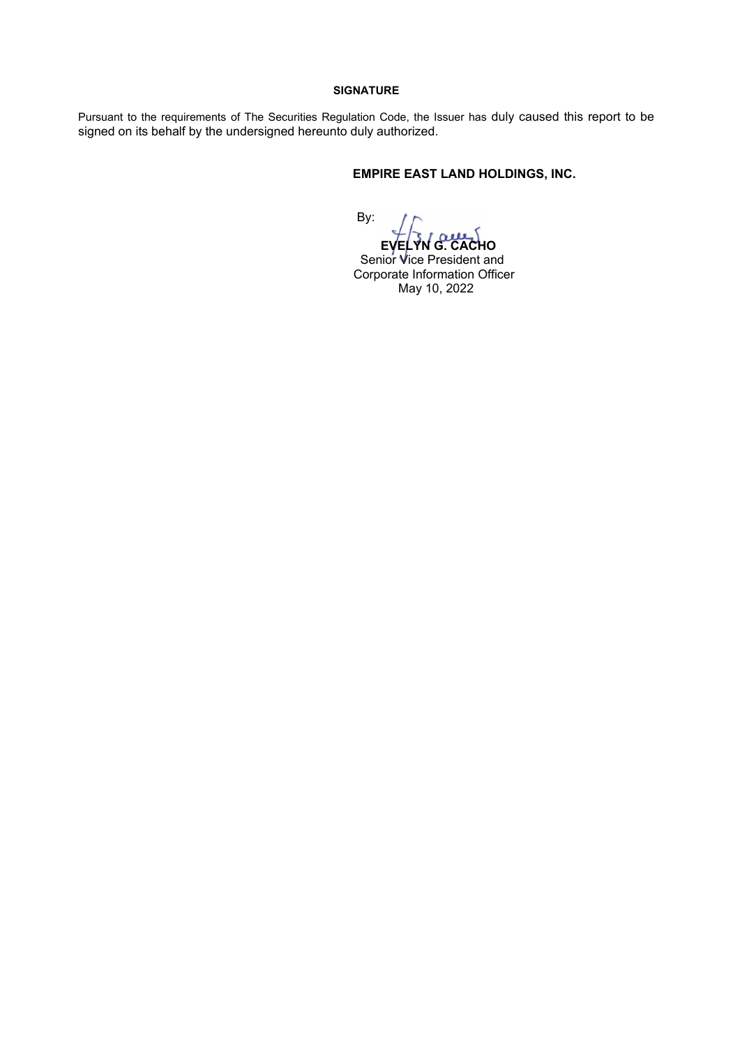**SIGNATURE**

Pursuant to the requirements of The Securities Regulation Code, the Issuer has duly caused this report to be signed on its behalf by the undersigned hereunto duly authorized.

**EMPIRE EAST LAND HOLDINGS, INC.**

By:

**EVELYN G. CACHO**
Senior Vice President and
Corporate Information Officer
May 10, 2022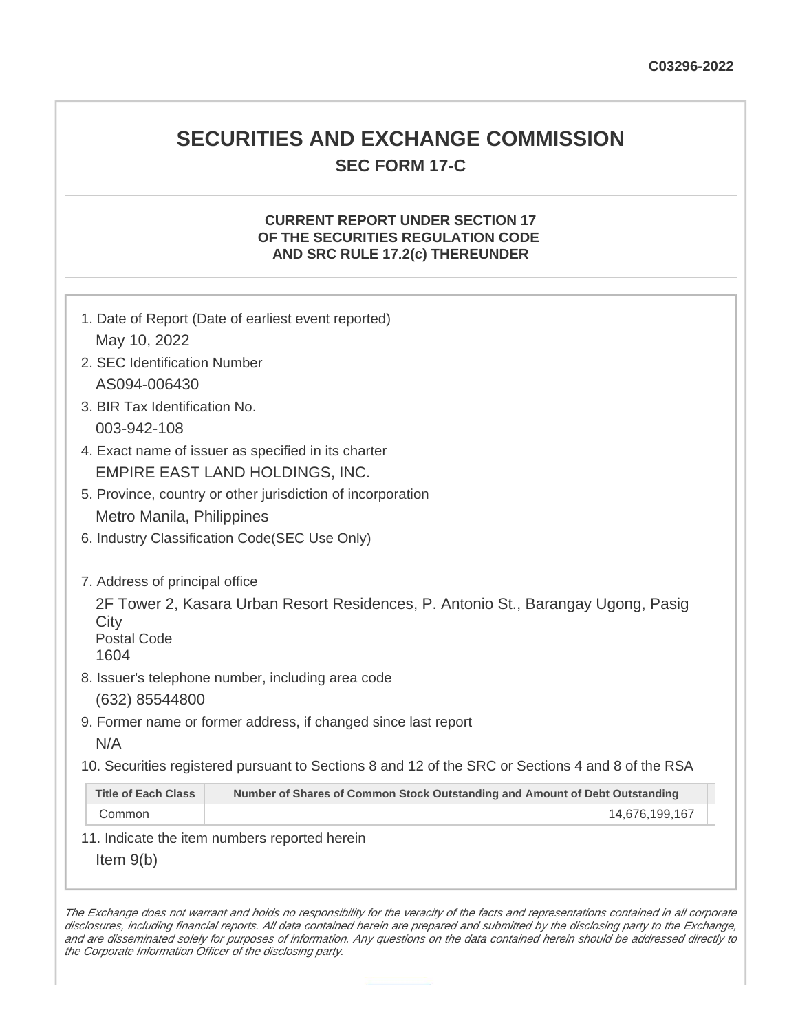C03296-2022

# SECURITIES AND EXCHANGE COMMISSION

## SEC FORM 17-C

### CURRENT REPORT UNDER SECTION 17 OF THE SECURITIES REGULATION CODE AND SRC RULE 17.2(c) THEREUNDER

1. Date of Report (Date of earliest event reported)

   May 10, 2022

2. SEC Identification Number

   AS094-006430

3. BIR Tax Identification No.

   003-942-108

4. Exact name of issuer as specified in its charter

   EMPIRE EAST LAND HOLDINGS, INC.

5. Province, country or other jurisdiction of incorporation

   Metro Manila, Philippines

6. Industry Classification Code(SEC Use Only)

7. Address of principal office

   2F Tower 2, Kasara Urban Resort Residences, P. Antonio St., Barangay Ugong, Pasig City

   Postal Code

   1604

8. Issuer's telephone number, including area code

   (632) 85544800

9. Former name or former address, if changed since last report

   N/A

10. Securities registered pursuant to Sections 8 and 12 of the SRC or Sections 4 and 8 of the RSA

| Title of Each Class | Number of Shares of Common Stock Outstanding and Amount of Debt Outstanding |
|---|---|
| Common | 14,676,199,167 |

11. Indicate the item numbers reported herein

    Item 9(b)

*The Exchange does not warrant and holds no responsibility for the veracity of the facts and representations contained in all corporate disclosures, including financial reports. All data contained herein are prepared and submitted by the disclosing party to the Exchange, and are disseminated solely for purposes of information. Any questions on the data contained herein should be addressed directly to the Corporate Information Officer of the disclosing party.*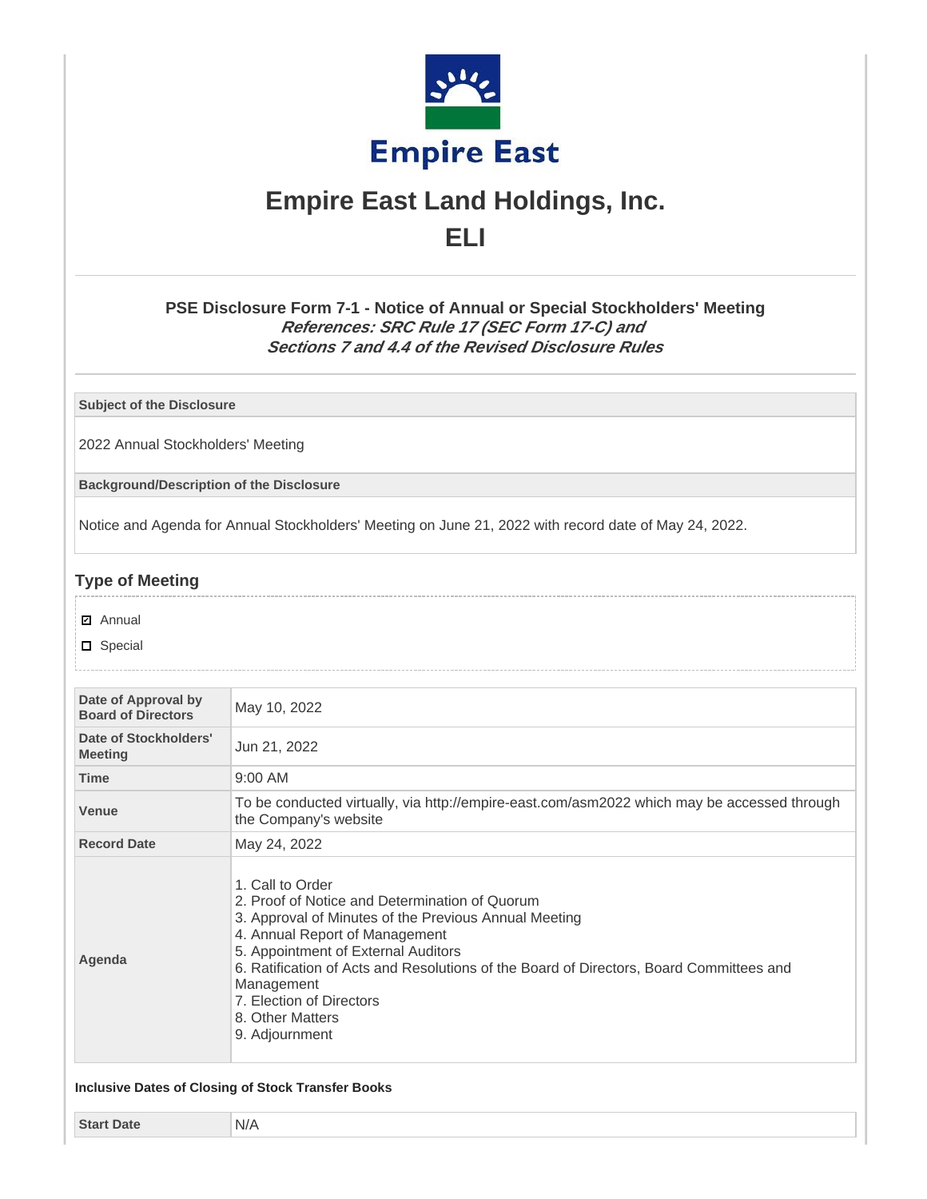# Empire East Land Holdings, Inc.

## ELI

### PSE Disclosure Form 7-1 - Notice of Annual or Special Stockholders' Meeting

***References: SRC Rule 17 (SEC Form 17-C) and Sections 7 and 4.4 of the Revised Disclosure Rules***

| **Subject of the Disclosure** |
|---|
| 2022 Annual Stockholders' Meeting |

| **Background/Description of the Disclosure** |
|---|
| Notice and Agenda for Annual Stockholders' Meeting on June 21, 2022 with record date of May 24, 2022. |

## Type of Meeting

- [x] Annual
- [ ] Special

| | |
|---|---|
| **Date of Approval by Board of Directors** | May 10, 2022 |
| **Date of Stockholders' Meeting** | Jun 21, 2022 |
| **Time** | 9:00 AM |
| **Venue** | To be conducted virtually, via http://empire-east.com/asm2022 which may be accessed through the Company's website |
| **Record Date** | May 24, 2022 |
| **Agenda** | 1. Call to Order<br>2. Proof of Notice and Determination of Quorum<br>3. Approval of Minutes of the Previous Annual Meeting<br>4. Annual Report of Management<br>5. Appointment of External Auditors<br>6. Ratification of Acts and Resolutions of the Board of Directors, Board Committees and Management<br>7. Election of Directors<br>8. Other Matters<br>9. Adjournment |

**Inclusive Dates of Closing of Stock Transfer Books**

| | |
|---|---|
| **Start Date** | N/A |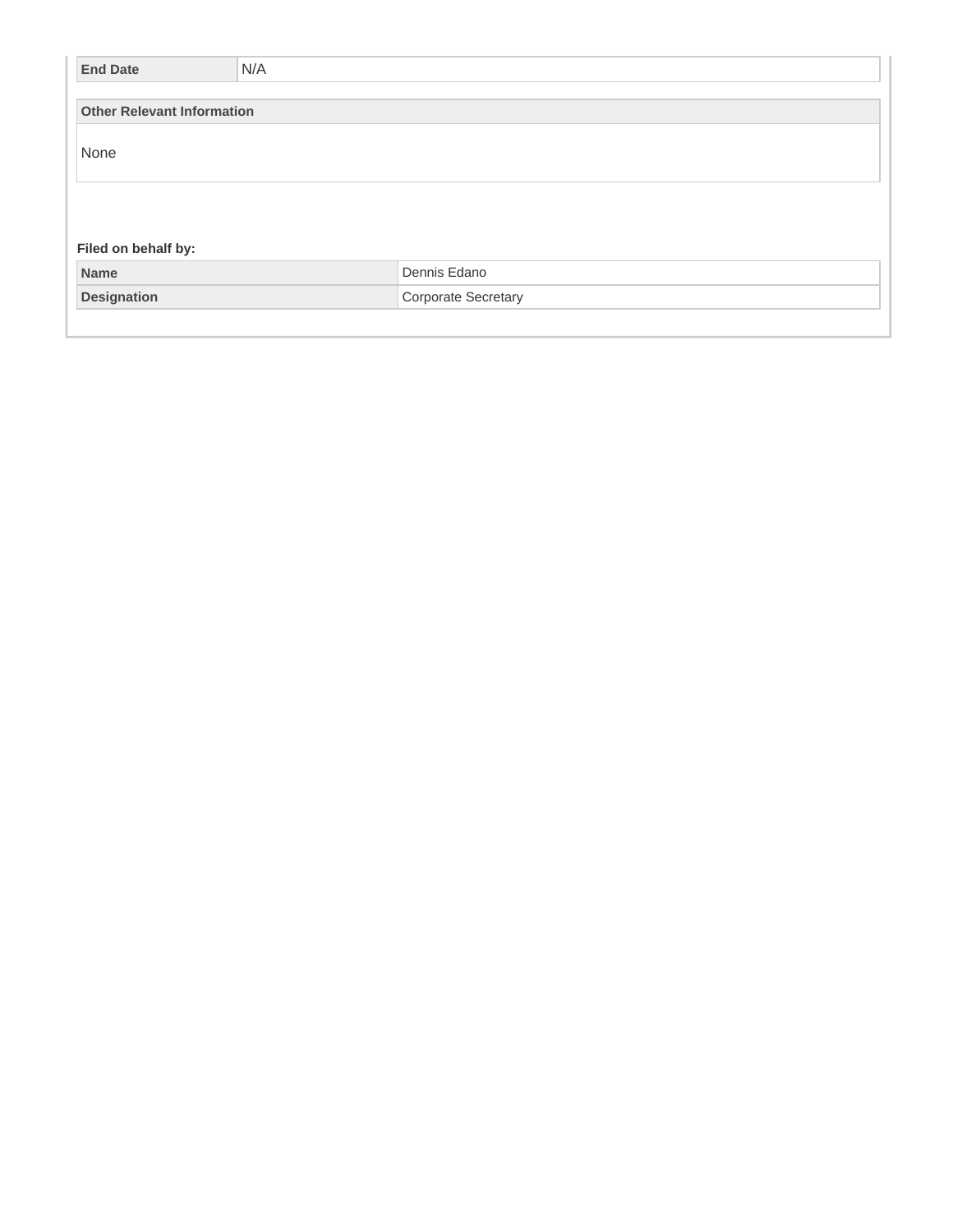| | |
|---|---|
| End Date | N/A |

| Other Relevant Information |
|---|
| None |

**Filed on behalf by:**

| | |
|---|---|
| Name | Dennis Edano |
| Designation | Corporate Secretary |